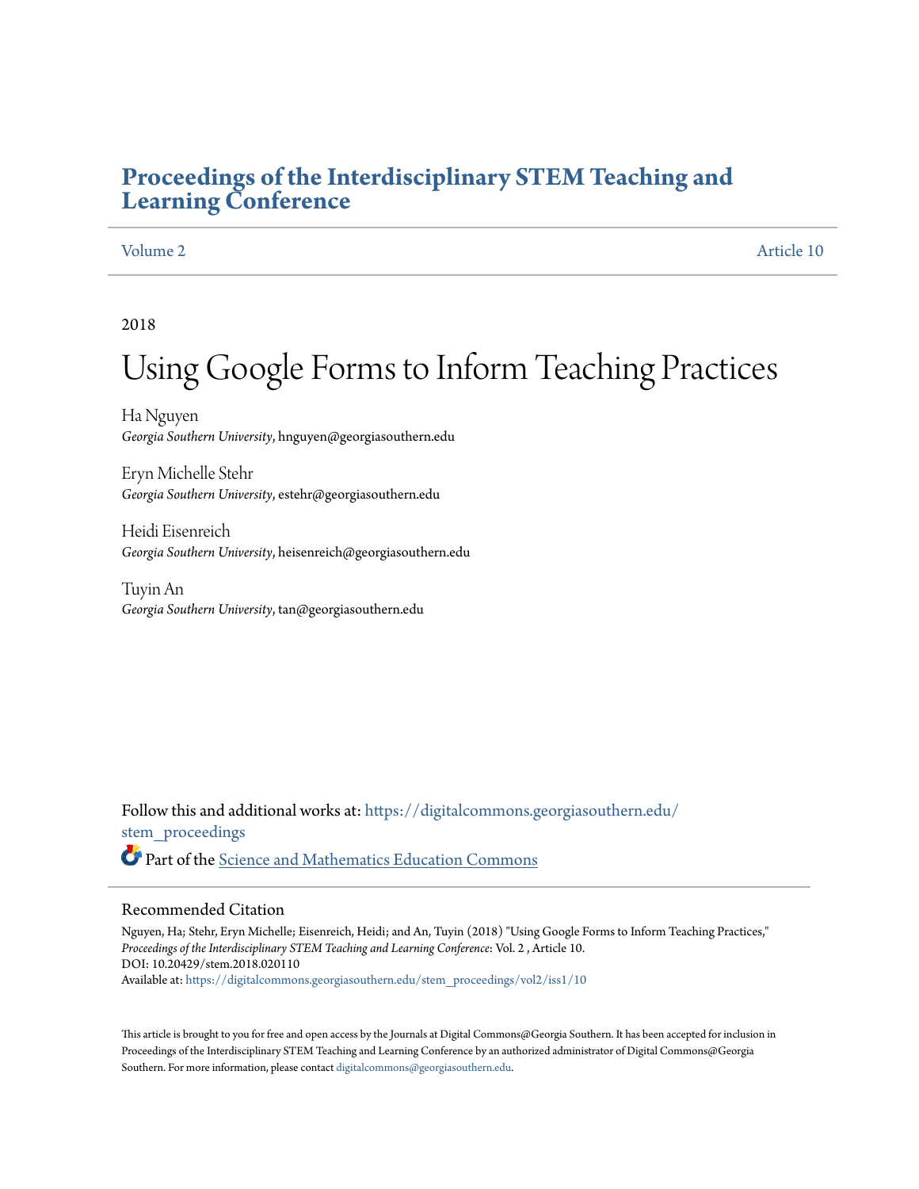# Proceedings of the Interdisciplinary STEM Teaching and Learning Conference

Volume 2 Article 10

2018

# Using Google Forms to Inform Teaching Practices

Ha Nguyen
*Georgia Southern University*, hnguyen@georgiasouthern.edu

Eryn Michelle Stehr
*Georgia Southern University*, estehr@georgiasouthern.edu

Heidi Eisenreich
*Georgia Southern University*, heisenreich@georgiasouthern.edu

Tuyin An
*Georgia Southern University*, tan@georgiasouthern.edu

Follow this and additional works at: https://digitalcommons.georgiasouthern.edu/stem_proceedings

Part of the Science and Mathematics Education Commons

## Recommended Citation

Nguyen, Ha; Stehr, Eryn Michelle; Eisenreich, Heidi; and An, Tuyin (2018) "Using Google Forms to Inform Teaching Practices," *Proceedings of the Interdisciplinary STEM Teaching and Learning Conference*: Vol. 2 , Article 10.
DOI: 10.20429/stem.2018.020110
Available at: https://digitalcommons.georgiasouthern.edu/stem_proceedings/vol2/iss1/10

This article is brought to you for free and open access by the Journals at Digital Commons@Georgia Southern. It has been accepted for inclusion in Proceedings of the Interdisciplinary STEM Teaching and Learning Conference by an authorized administrator of Digital Commons@Georgia Southern. For more information, please contact digitalcommons@georgiasouthern.edu.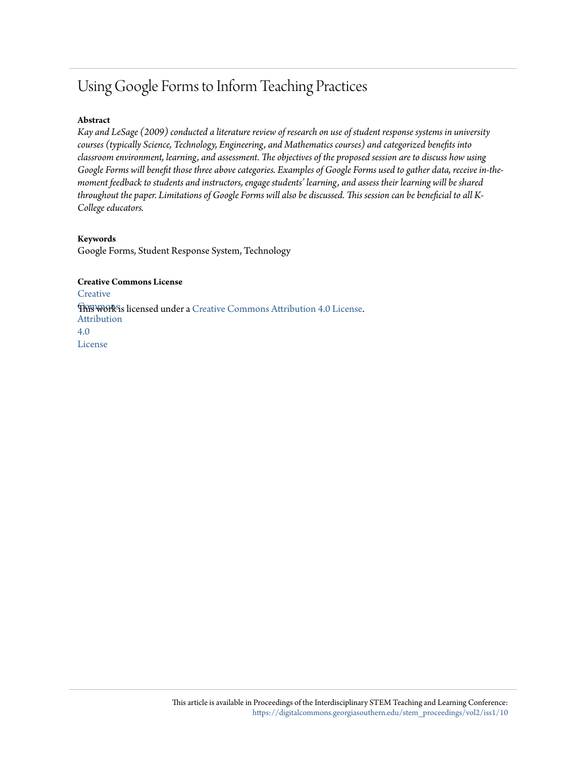# Using Google Forms to Inform Teaching Practices

**Abstract**

*Kay and LeSage (2009) conducted a literature review of research on use of student response systems in university courses (typically Science, Technology, Engineering, and Mathematics courses) and categorized benefits into classroom environment, learning, and assessment. The objectives of the proposed session are to discuss how using Google Forms will benefit those three above categories. Examples of Google Forms used to gather data, receive in-the-moment feedback to students and instructors, engage students' learning, and assess their learning will be shared throughout the paper. Limitations of Google Forms will also be discussed. This session can be beneficial to all K-College educators.*

**Keywords**

Google Forms, Student Response System, Technology

**Creative Commons License**

This work is licensed under a Creative Commons Attribution 4.0 License.

This article is available in Proceedings of the Interdisciplinary STEM Teaching and Learning Conference: https://digitalcommons.georgiasouthern.edu/stem_proceedings/vol2/iss1/10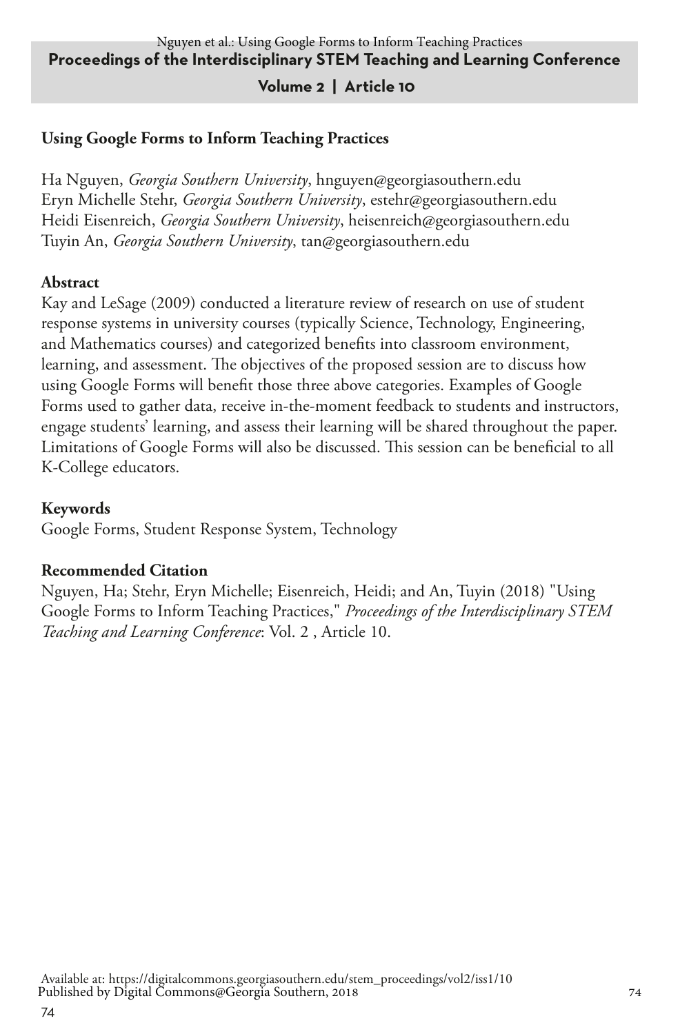## Using Google Forms to Inform Teaching Practices

Ha Nguyen, *Georgia Southern University*, hnguyen@georgiasouthern.edu
Eryn Michelle Stehr, *Georgia Southern University*, estehr@georgiasouthern.edu
Heidi Eisenreich, *Georgia Southern University*, heisenreich@georgiasouthern.edu
Tuyin An, *Georgia Southern University*, tan@georgiasouthern.edu

### Abstract

Kay and LeSage (2009) conducted a literature review of research on use of student response systems in university courses (typically Science, Technology, Engineering, and Mathematics courses) and categorized benefits into classroom environment, learning, and assessment. The objectives of the proposed session are to discuss how using Google Forms will benefit those three above categories. Examples of Google Forms used to gather data, receive in-the-moment feedback to students and instructors, engage students' learning, and assess their learning will be shared throughout the paper. Limitations of Google Forms will also be discussed. This session can be beneficial to all K-College educators.

### Keywords

Google Forms, Student Response System, Technology

### Recommended Citation

Nguyen, Ha; Stehr, Eryn Michelle; Eisenreich, Heidi; and An, Tuyin (2018) "Using Google Forms to Inform Teaching Practices," *Proceedings of the Interdisciplinary STEM Teaching and Learning Conference*: Vol. 2 , Article 10.

Available at: https://digitalcommons.georgiasouthern.edu/stem_proceedings/vol2/iss1/10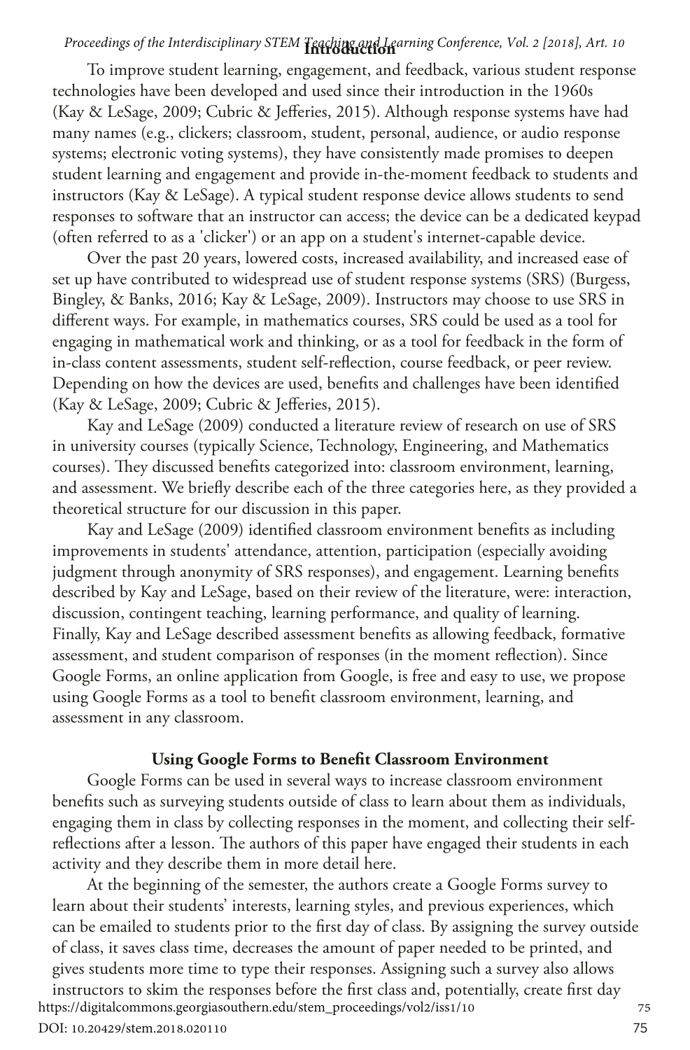## Introduction

To improve student learning, engagement, and feedback, various student response technologies have been developed and used since their introduction in the 1960s (Kay & LeSage, 2009; Cubric & Jefferies, 2015). Although response systems have had many names (e.g., clickers; classroom, student, personal, audience, or audio response systems; electronic voting systems), they have consistently made promises to deepen student learning and engagement and provide in-the-moment feedback to students and instructors (Kay & LeSage). A typical student response device allows students to send responses to software that an instructor can access; the device can be a dedicated keypad (often referred to as a 'clicker') or an app on a student's internet-capable device.

Over the past 20 years, lowered costs, increased availability, and increased ease of set up have contributed to widespread use of student response systems (SRS) (Burgess, Bingley, & Banks, 2016; Kay & LeSage, 2009). Instructors may choose to use SRS in different ways. For example, in mathematics courses, SRS could be used as a tool for engaging in mathematical work and thinking, or as a tool for feedback in the form of in-class content assessments, student self-reflection, course feedback, or peer review. Depending on how the devices are used, benefits and challenges have been identified (Kay & LeSage, 2009; Cubric & Jefferies, 2015).

Kay and LeSage (2009) conducted a literature review of research on use of SRS in university courses (typically Science, Technology, Engineering, and Mathematics courses). They discussed benefits categorized into: classroom environment, learning, and assessment. We briefly describe each of the three categories here, as they provided a theoretical structure for our discussion in this paper.

Kay and LeSage (2009) identified classroom environment benefits as including improvements in students' attendance, attention, participation (especially avoiding judgment through anonymity of SRS responses), and engagement. Learning benefits described by Kay and LeSage, based on their review of the literature, were: interaction, discussion, contingent teaching, learning performance, and quality of learning. Finally, Kay and LeSage described assessment benefits as allowing feedback, formative assessment, and student comparison of responses (in the moment reflection). Since Google Forms, an online application from Google, is free and easy to use, we propose using Google Forms as a tool to benefit classroom environment, learning, and assessment in any classroom.

### Using Google Forms to Benefit Classroom Environment

Google Forms can be used in several ways to increase classroom environment benefits such as surveying students outside of class to learn about them as individuals, engaging them in class by collecting responses in the moment, and collecting their self-reflections after a lesson. The authors of this paper have engaged their students in each activity and they describe them in more detail here.

At the beginning of the semester, the authors create a Google Forms survey to learn about their students' interests, learning styles, and previous experiences, which can be emailed to students prior to the first day of class. By assigning the survey outside of class, it saves class time, decreases the amount of paper needed to be printed, and gives students more time to type their responses. Assigning such a survey also allows instructors to skim the responses before the first class and, potentially, create first day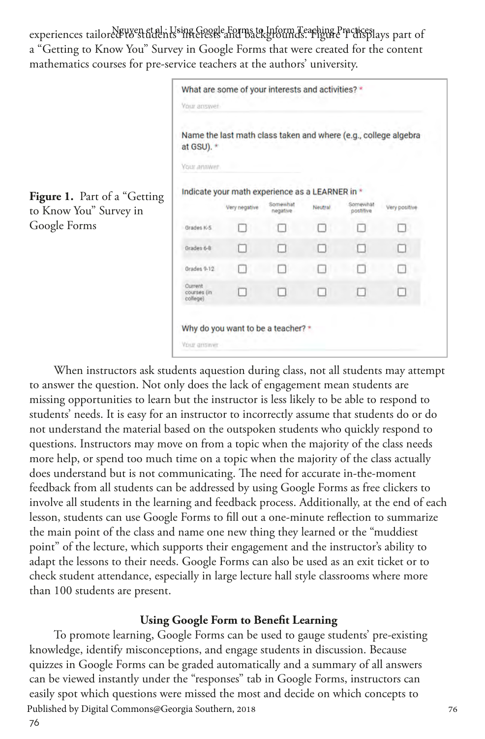experiences tailored to students' interests and backgrounds. Figure 1 displays part of a "Getting to Know You" Survey in Google Forms that were created for the content mathematics courses for pre-service teachers at the authors' university.

What are some of your interests and activities? *

Your answer

Name the last math class taken and where (e.g., college algebra at GSU). *

Your answer

Indicate your math experience as a LEARNER in *

| | Very negative | Somewhat negative | Neutral | Somewhat postitive | Very positive |
|---|---|---|---|---|---|
| Grades K-5 | ☐ | ☐ | ☐ | ☐ | ☐ |
| Grades 6-8 | ☐ | ☐ | ☐ | ☐ | ☐ |
| Grades 9-12 | ☐ | ☐ | ☐ | ☐ | ☐ |
| Current courses (in college) | ☐ | ☐ | ☐ | ☐ | ☐ |

Why do you want to be a teacher? *

Your answer

**Figure 1.** Part of a "Getting to Know You" Survey in Google Forms

When instructors ask students aquestion during class, not all students may attempt to answer the question. Not only does the lack of engagement mean students are missing opportunities to learn but the instructor is less likely to be able to respond to students' needs. It is easy for an instructor to incorrectly assume that students do or do not understand the material based on the outspoken students who quickly respond to questions. Instructors may move on from a topic when the majority of the class needs more help, or spend too much time on a topic when the majority of the class actually does understand but is not communicating. The need for accurate in-the-moment feedback from all students can be addressed by using Google Forms as free clickers to involve all students in the learning and feedback process. Additionally, at the end of each lesson, students can use Google Forms to fill out a one-minute reflection to summarize the main point of the class and name one new thing they learned or the "muddiest point" of the lecture, which supports their engagement and the instructor's ability to adapt the lessons to their needs. Google Forms can also be used as an exit ticket or to check student attendance, especially in large lecture hall style classrooms where more than 100 students are present.

## Using Google Form to Benefit Learning

To promote learning, Google Forms can be used to gauge students' pre-existing knowledge, identify misconceptions, and engage students in discussion. Because quizzes in Google Forms can be graded automatically and a summary of all answers can be viewed instantly under the "responses" tab in Google Forms, instructors can easily spot which questions were missed the most and decide on which concepts to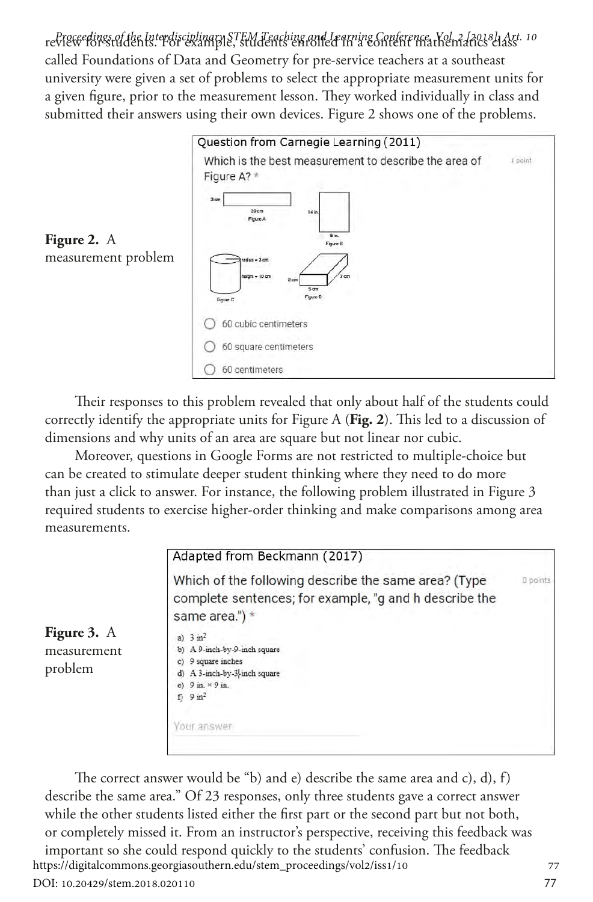review for students. For example, students enrolled in a content mathematics class called Foundations of Data and Geometry for pre-service teachers at a southeast university were given a set of problems to select the appropriate measurement units for a given figure, prior to the measurement lesson. They worked individually in class and submitted their answers using their own devices. Figure 2 shows one of the problems.

**Figure 2.** A measurement problem

Question from Carnegie Learning (2011)

Which is the best measurement to describe the area of Figure A? *

1 point

- 60 cubic centimeters
- 60 square centimeters
- 60 centimeters

Their responses to this problem revealed that only about half of the students could correctly identify the appropriate units for Figure A (**Fig. 2**). This led to a discussion of dimensions and why units of an area are square but not linear nor cubic.

Moreover, questions in Google Forms are not restricted to multiple-choice but can be created to stimulate deeper student thinking where they need to do more than just a click to answer. For instance, the following problem illustrated in Figure 3 required students to exercise higher-order thinking and make comparisons among area measurements.

**Figure 3.** A measurement problem

Adapted from Beckmann (2017)

Which of the following describe the same area? (Type complete sentences; for example, "g and h describe the same area.") *

0 points

a) 3 $in^2$
b) A 9-inch-by-9-inch square
c) 9 square inches
d) A 3-inch-by-3-inch square
e) 9 in. × 9 in.
f) 9 $in^2$

Your answer

The correct answer would be "b) and e) describe the same area and c), d), f) describe the same area." Of 23 responses, only three students gave a correct answer while the other students listed either the first part or the second part but not both, or completely missed it. From an instructor's perspective, receiving this feedback was important so she could respond quickly to the students' confusion. The feedback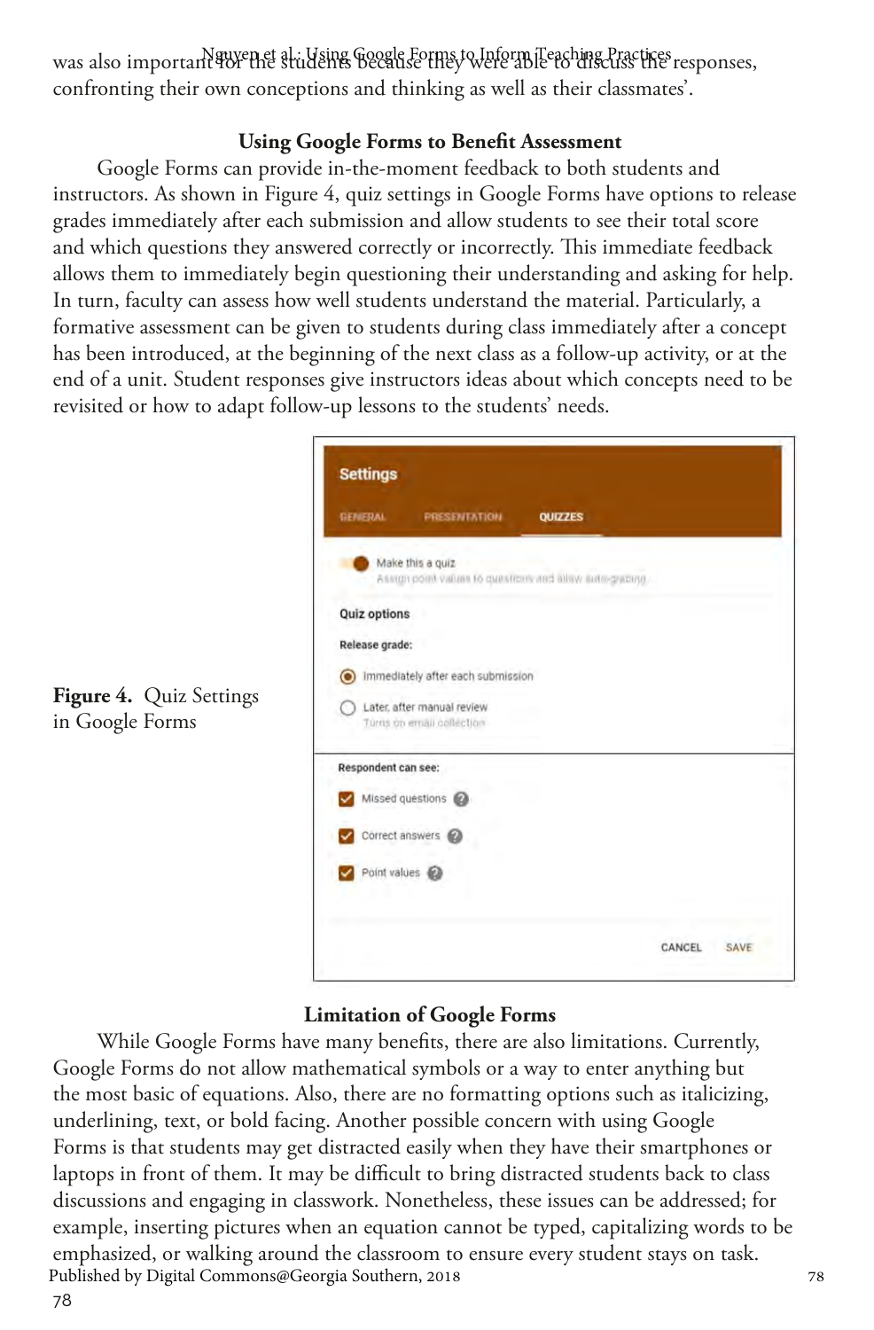was also important for the students because they were able to discuss the responses, confronting their own conceptions and thinking as well as their classmates'.

### Using Google Forms to Benefit Assessment

Google Forms can provide in-the-moment feedback to both students and instructors. As shown in Figure 4, quiz settings in Google Forms have options to release grades immediately after each submission and allow students to see their total score and which questions they answered correctly or incorrectly. This immediate feedback allows them to immediately begin questioning their understanding and asking for help. In turn, faculty can assess how well students understand the material. Particularly, a formative assessment can be given to students during class immediately after a concept has been introduced, at the beginning of the next class as a follow-up activity, or at the end of a unit. Student responses give instructors ideas about which concepts need to be revisited or how to adapt follow-up lessons to the students' needs.

**Figure 4.** Quiz Settings in Google Forms

### Limitation of Google Forms

While Google Forms have many benefits, there are also limitations. Currently, Google Forms do not allow mathematical symbols or a way to enter anything but the most basic of equations. Also, there are no formatting options such as italicizing, underlining, text, or bold facing. Another possible concern with using Google Forms is that students may get distracted easily when they have their smartphones or laptops in front of them. It may be difficult to bring distracted students back to class discussions and engaging in classwork. Nonetheless, these issues can be addressed; for example, inserting pictures when an equation cannot be typed, capitalizing words to be emphasized, or walking around the classroom to ensure every student stays on task.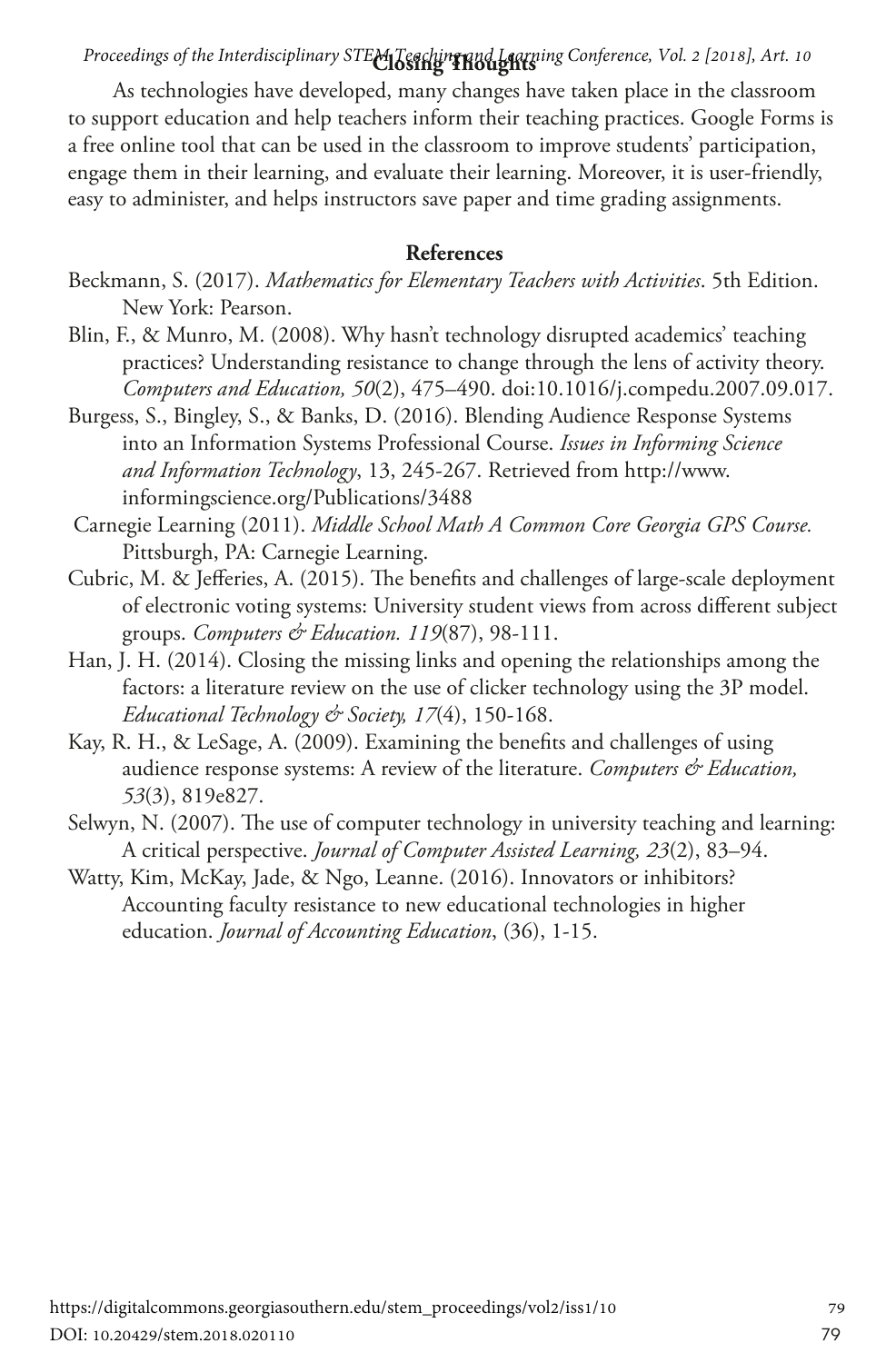## Closing Thoughts

As technologies have developed, many changes have taken place in the classroom to support education and help teachers inform their teaching practices. Google Forms is a free online tool that can be used in the classroom to improve students' participation, engage them in their learning, and evaluate their learning. Moreover, it is user-friendly, easy to administer, and helps instructors save paper and time grading assignments.

## References

Beckmann, S. (2017). *Mathematics for Elementary Teachers with Activities*. 5th Edition. New York: Pearson.

Blin, F., & Munro, M. (2008). Why hasn't technology disrupted academics' teaching practices? Understanding resistance to change through the lens of activity theory. *Computers and Education, 50*(2), 475–490. doi:10.1016/j.compedu.2007.09.017.

Burgess, S., Bingley, S., & Banks, D. (2016). Blending Audience Response Systems into an Information Systems Professional Course. *Issues in Informing Science and Information Technology*, 13, 245-267. Retrieved from http://www.informingscience.org/Publications/3488

Carnegie Learning (2011). *Middle School Math A Common Core Georgia GPS Course.* Pittsburgh, PA: Carnegie Learning.

Cubric, M. & Jefferies, A. (2015). The benefits and challenges of large-scale deployment of electronic voting systems: University student views from across different subject groups. *Computers & Education. 119*(87), 98-111.

Han, J. H. (2014). Closing the missing links and opening the relationships among the factors: a literature review on the use of clicker technology using the 3P model. *Educational Technology & Society, 17*(4), 150-168.

Kay, R. H., & LeSage, A. (2009). Examining the benefits and challenges of using audience response systems: A review of the literature. *Computers & Education, 53*(3), 819e827.

Selwyn, N. (2007). The use of computer technology in university teaching and learning: A critical perspective. *Journal of Computer Assisted Learning, 23*(2), 83–94.

Watty, Kim, McKay, Jade, & Ngo, Leanne. (2016). Innovators or inhibitors? Accounting faculty resistance to new educational technologies in higher education. *Journal of Accounting Education*, (36), 1-15.